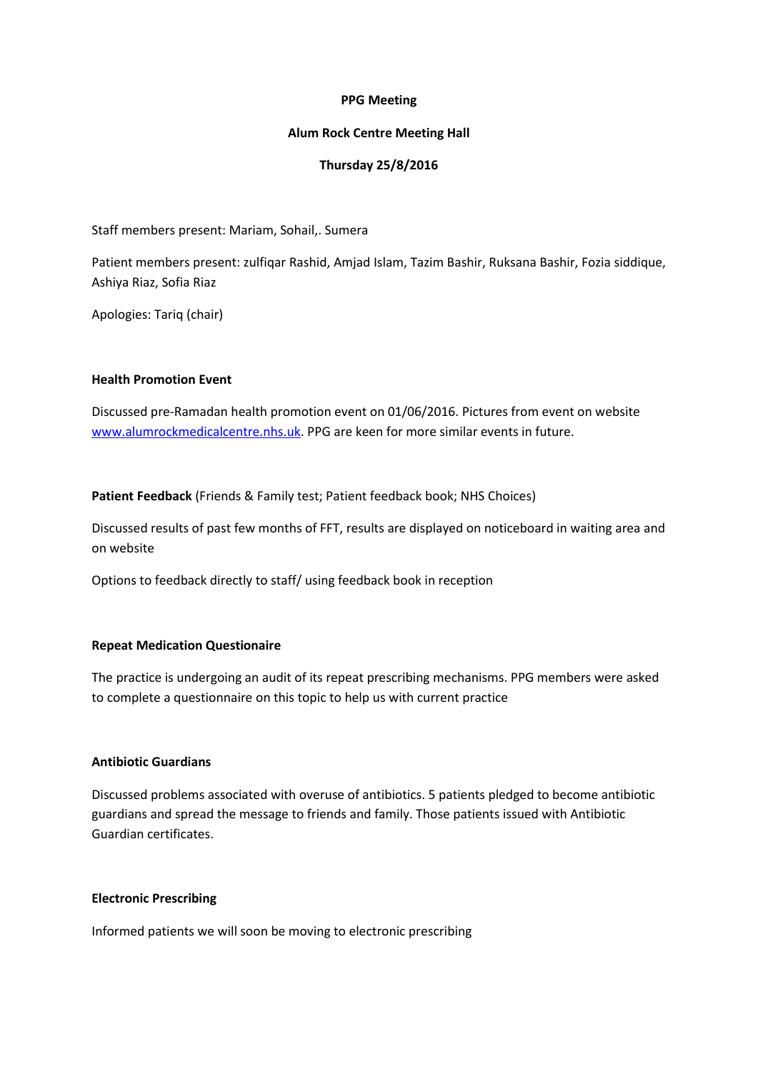**PPG Meeting**

**Alum Rock Centre Meeting Hall**

**Thursday 25/8/2016**

Staff members present: Mariam, Sohail,. Sumera

Patient members present: zulfiqar Rashid, Amjad Islam, Tazim Bashir, Ruksana Bashir, Fozia siddique, Ashiya Riaz, Sofia Riaz

Apologies: Tariq (chair)

**Health Promotion Event**

Discussed pre-Ramadan health promotion event on 01/06/2016. Pictures from event on website www.alumrockmedicalcentre.nhs.uk. PPG are keen for more similar events in future.

**Patient Feedback** (Friends & Family test; Patient feedback book; NHS Choices)

Discussed results of past few months of FFT, results are displayed on noticeboard in waiting area and on website

Options to feedback directly to staff/ using feedback book in reception

**Repeat Medication Questionaire**

The practice is undergoing an audit of its repeat prescribing mechanisms. PPG members were asked to complete a questionnaire on this topic to help us with current practice

**Antibiotic Guardians**

Discussed problems associated with overuse of antibiotics. 5 patients pledged to become antibiotic guardians and spread the message to friends and family. Those patients issued with Antibiotic Guardian certificates.

**Electronic Prescribing**

Informed patients we will soon be moving to electronic prescribing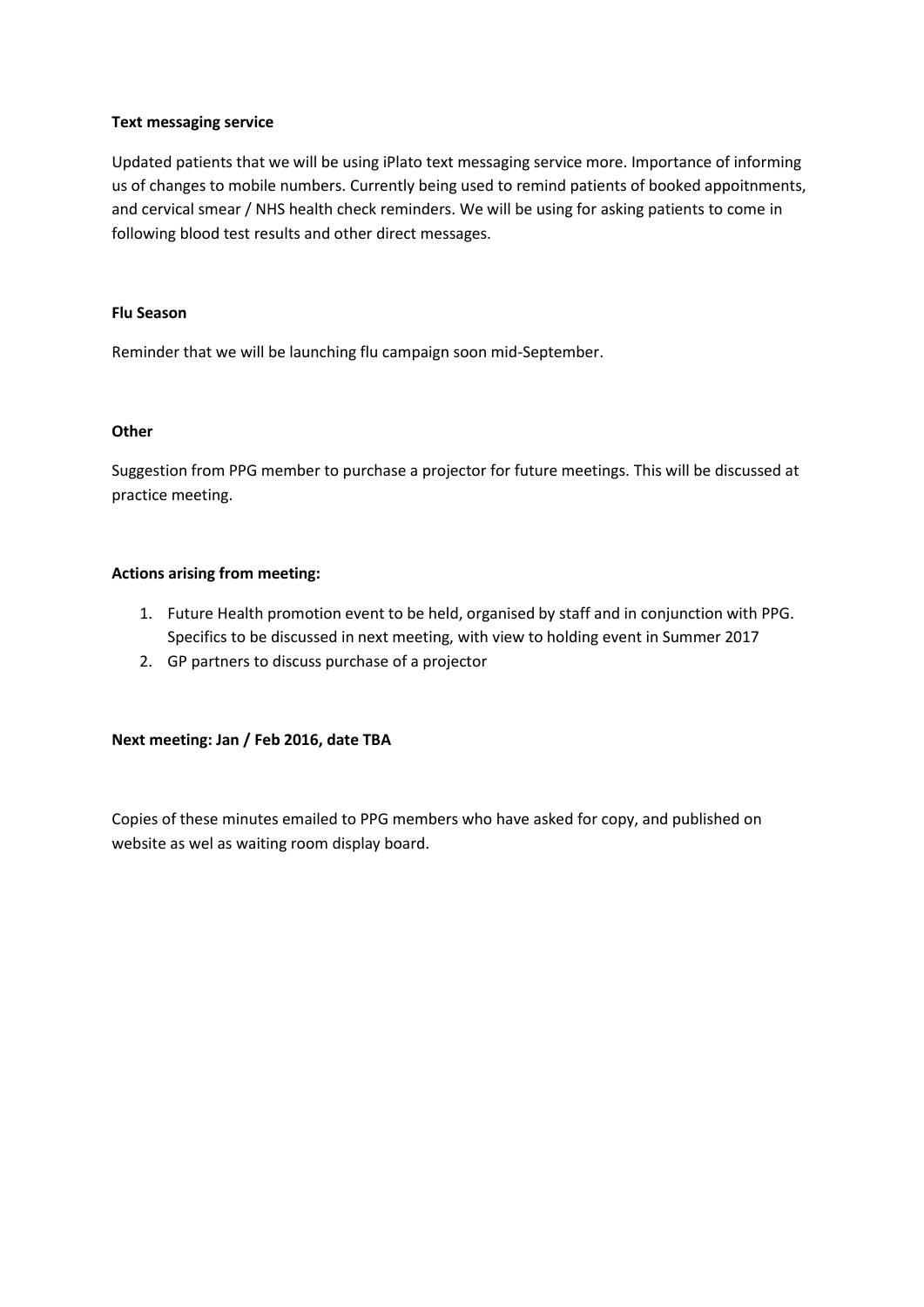**Text messaging service**

Updated patients that we will be using iPlato text messaging service more. Importance of informing us of changes to mobile numbers. Currently being used to remind patients of booked appoitnments, and cervical smear / NHS health check reminders. We will be using for asking patients to come in following blood test results and other direct messages.

**Flu Season**

Reminder that we will be launching flu campaign soon mid-September.

**Other**

Suggestion from PPG member to purchase a projector for future meetings. This will be discussed at practice meeting.

**Actions arising from meeting:**

1. Future Health promotion event to be held, organised by staff and in conjunction with PPG. Specifics to be discussed in next meeting, with view to holding event in Summer 2017
2. GP partners to discuss purchase of a projector

**Next meeting: Jan / Feb 2016, date TBA**

Copies of these minutes emailed to PPG members who have asked for copy, and published on website as wel as waiting room display board.